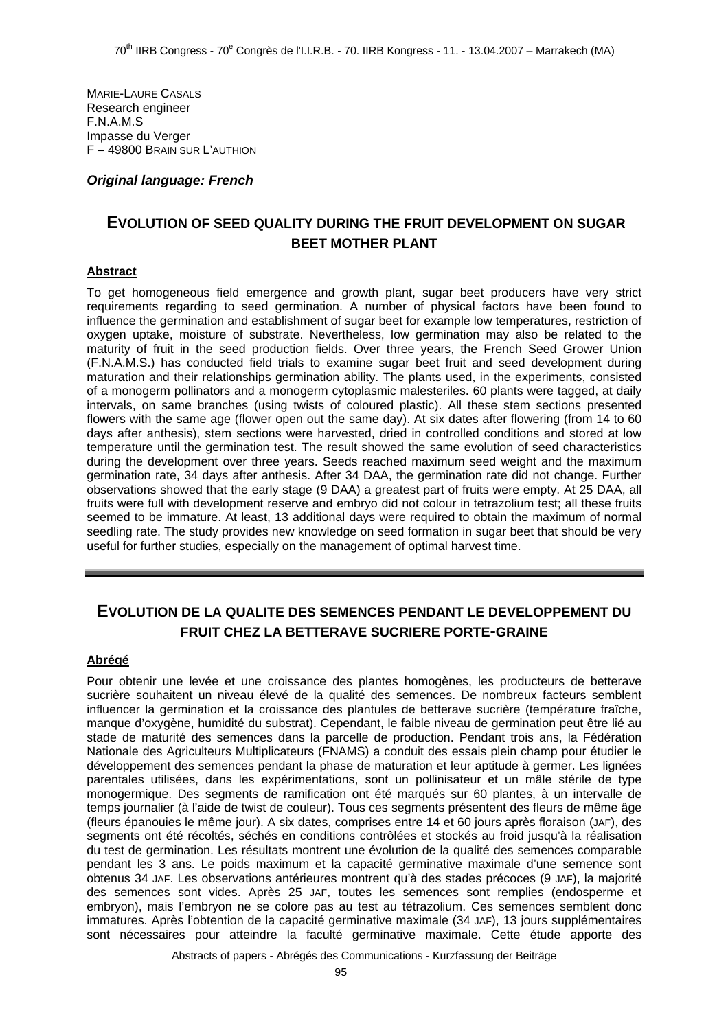MARIE-LAURE CASALS  
Research engineer  
F.N.A.M.S  
Impasse du Verger  
F – 49800 BRAIN SUR L'AUTHION

***Original language: French***

## EVOLUTION OF SEED QUALITY DURING THE FRUIT DEVELOPMENT ON SUGAR BEET MOTHER PLANT

**Abstract**

To get homogeneous field emergence and growth plant, sugar beet producers have very strict requirements regarding to seed germination. A number of physical factors have been found to influence the germination and establishment of sugar beet for example low temperatures, restriction of oxygen uptake, moisture of substrate. Nevertheless, low germination may also be related to the maturity of fruit in the seed production fields. Over three years, the French Seed Grower Union (F.N.A.M.S.) has conducted field trials to examine sugar beet fruit and seed development during maturation and their relationships germination ability. The plants used, in the experiments, consisted of a monogerm pollinators and a monogerm cytoplasmic malesteriles. 60 plants were tagged, at daily intervals, on same branches (using twists of coloured plastic). All these stem sections presented flowers with the same age (flower open out the same day). At six dates after flowering (from 14 to 60 days after anthesis), stem sections were harvested, dried in controlled conditions and stored at low temperature until the germination test. The result showed the same evolution of seed characteristics during the development over three years. Seeds reached maximum seed weight and the maximum germination rate, 34 days after anthesis. After 34 DAA, the germination rate did not change. Further observations showed that the early stage (9 DAA) a greatest part of fruits were empty. At 25 DAA, all fruits were full with development reserve and embryo did not colour in tetrazolium test; all these fruits seemed to be immature. At least, 13 additional days were required to obtain the maximum of normal seedling rate. The study provides new knowledge on seed formation in sugar beet that should be very useful for further studies, especially on the management of optimal harvest time.

---

## EVOLUTION DE LA QUALITE DES SEMENCES PENDANT LE DEVELOPPEMENT DU FRUIT CHEZ LA BETTERAVE SUCRIERE PORTE-GRAINE

**Abrégé**

Pour obtenir une levée et une croissance des plantes homogènes, les producteurs de betterave sucrière souhaitent un niveau élevé de la qualité des semences. De nombreux facteurs semblent influencer la germination et la croissance des plantules de betterave sucrière (température fraîche, manque d'oxygène, humidité du substrat). Cependant, le faible niveau de germination peut être lié au stade de maturité des semences dans la parcelle de production. Pendant trois ans, la Fédération Nationale des Agriculteurs Multiplicateurs (FNAMS) a conduit des essais plein champ pour étudier le développement des semences pendant la phase de maturation et leur aptitude à germer. Les lignées parentales utilisées, dans les expérimentations, sont un pollinisateur et un mâle stérile de type monogermique. Des segments de ramification ont été marqués sur 60 plantes, à un intervalle de temps journalier (à l'aide de twist de couleur). Tous ces segments présentent des fleurs de même âge (fleurs épanouies le même jour). A six dates, comprises entre 14 et 60 jours après floraison (JAF), des segments ont été récoltés, séchés en conditions contrôlées et stockés au froid jusqu'à la réalisation du test de germination. Les résultats montrent une évolution de la qualité des semences comparable pendant les 3 ans. Le poids maximum et la capacité germinative maximale d'une semence sont obtenus 34 JAF. Les observations antérieures montrent qu'à des stades précoces (9 JAF), la majorité des semences sont vides. Après 25 JAF, toutes les semences sont remplies (endosperme et embryon), mais l'embryon ne se colore pas au test au tétrazolium. Ces semences semblent donc immatures. Après l'obtention de la capacité germinative maximale (34 JAF), 13 jours supplémentaires sont nécessaires pour atteindre la faculté germinative maximale. Cette étude apporte des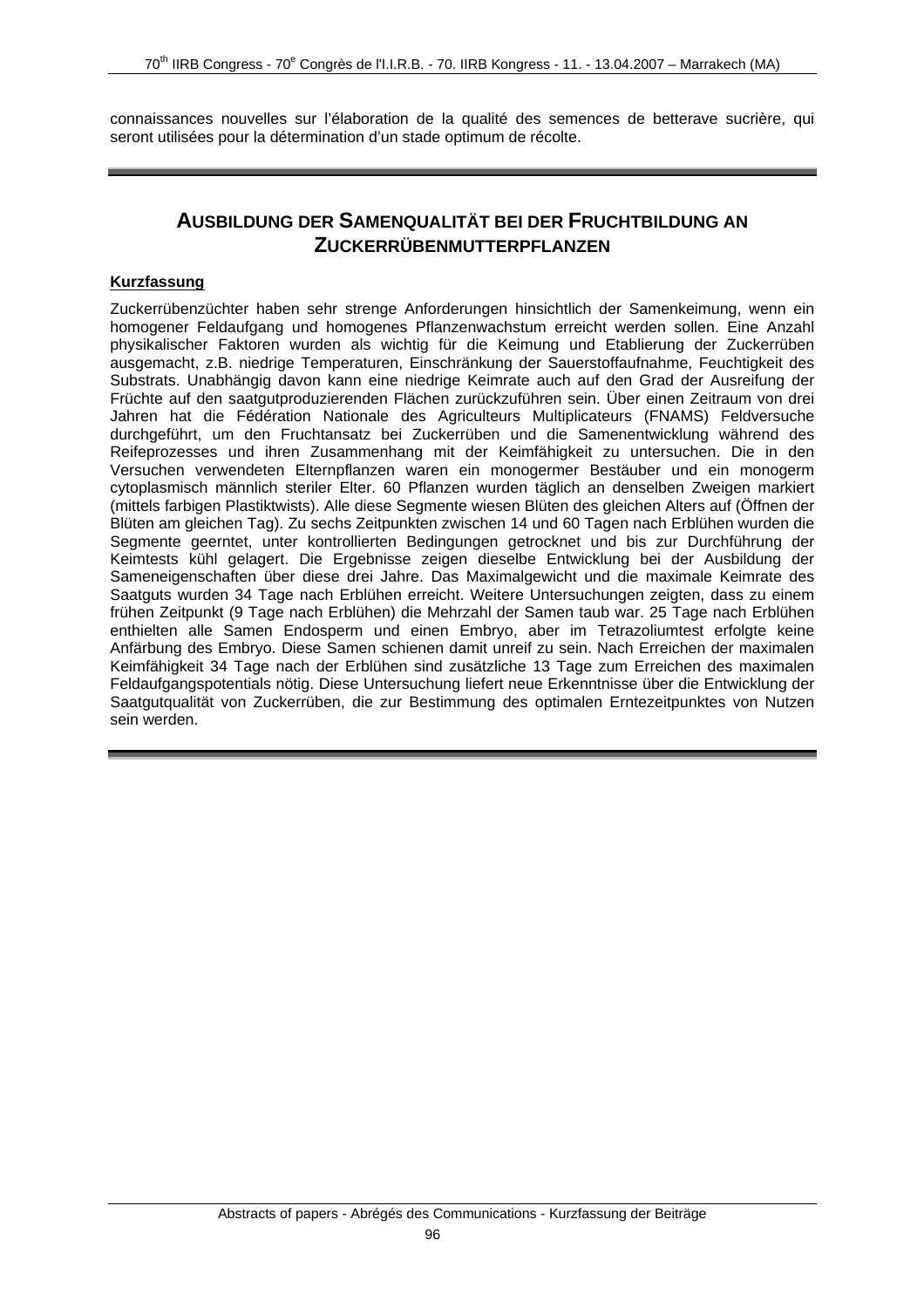connaissances nouvelles sur l'élaboration de la qualité des semences de betterave sucrière, qui seront utilisées pour la détermination d'un stade optimum de récolte.

---

## AUSBILDUNG DER SAMENQUALITÄT BEI DER FRUCHTBILDUNG AN ZUCKERRÜBENMUTTERPFLANZEN

**Kurzfassung**

Zuckerrübenzüchter haben sehr strenge Anforderungen hinsichtlich der Samenkeimung, wenn ein homogener Feldaufgang und homogenes Pflanzenwachstum erreicht werden sollen. Eine Anzahl physikalischer Faktoren wurden als wichtig für die Keimung und Etablierung der Zuckerrüben ausgemacht, z.B. niedrige Temperaturen, Einschränkung der Sauerstoffaufnahme, Feuchtigkeit des Substrats. Unabhängig davon kann eine niedrige Keimrate auch auf den Grad der Ausreifung der Früchte auf den saatgutproduzierenden Flächen zurückzuführen sein. Über einen Zeitraum von drei Jahren hat die Fédération Nationale des Agriculteurs Multiplicateurs (FNAMS) Feldversuche durchgeführt, um den Fruchtansatz bei Zuckerrüben und die Samenentwicklung während des Reifeprozesses und ihren Zusammenhang mit der Keimfähigkeit zu untersuchen. Die in den Versuchen verwendeten Elternpflanzen waren ein monogermer Bestäuber und ein monogerm cytoplasmisch männlich steriler Elter. 60 Pflanzen wurden täglich an denselben Zweigen markiert (mittels farbigen Plastiktwists). Alle diese Segmente wiesen Blüten des gleichen Alters auf (Öffnen der Blüten am gleichen Tag). Zu sechs Zeitpunkten zwischen 14 und 60 Tagen nach Erblühen wurden die Segmente geerntet, unter kontrollierten Bedingungen getrocknet und bis zur Durchführung der Keimtests kühl gelagert. Die Ergebnisse zeigen dieselbe Entwicklung bei der Ausbildung der Sameneigenschaften über diese drei Jahre. Das Maximalgewicht und die maximale Keimrate des Saatguts wurden 34 Tage nach Erblühen erreicht. Weitere Untersuchungen zeigten, dass zu einem frühen Zeitpunkt (9 Tage nach Erblühen) die Mehrzahl der Samen taub war. 25 Tage nach Erblühen enthielten alle Samen Endosperm und einen Embryo, aber im Tetrazoliumtest erfolgte keine Anfärbung des Embryo. Diese Samen schienen damit unreif zu sein. Nach Erreichen der maximalen Keimfähigkeit 34 Tage nach der Erblühen sind zusätzliche 13 Tage zum Erreichen des maximalen Feldaufgangspotentials nötig. Diese Untersuchung liefert neue Erkenntnisse über die Entwicklung der Saatgutqualität von Zuckerrüben, die zur Bestimmung des optimalen Erntezeitpunktes von Nutzen sein werden.

---